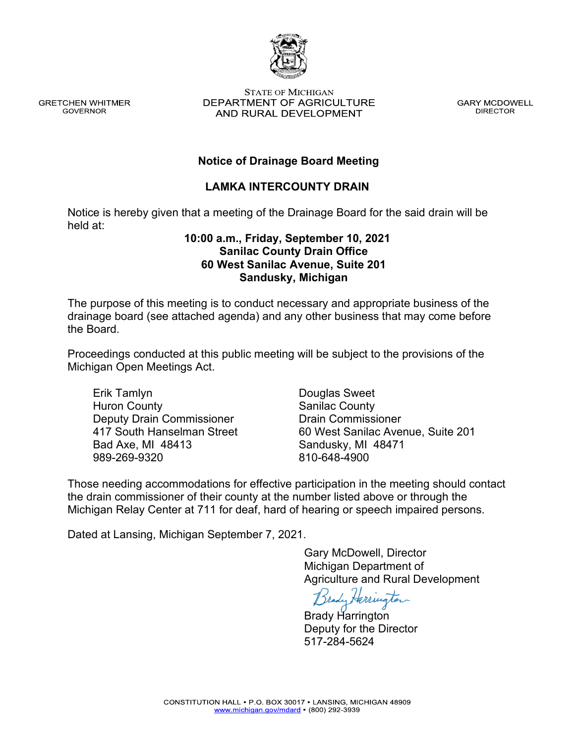GRETCHEN WHITMER
GOVERNOR

STATE OF MICHIGAN
DEPARTMENT OF AGRICULTURE
AND RURAL DEVELOPMENT

GARY MCDOWELL
DIRECTOR

## Notice of Drainage Board Meeting

## LAMKA INTERCOUNTY DRAIN

Notice is hereby given that a meeting of the Drainage Board for the said drain will be held at:

**10:00 a.m., Friday, September 10, 2021**
**Sanilac County Drain Office**
**60 West Sanilac Avenue, Suite 201**
**Sandusky, Michigan**

The purpose of this meeting is to conduct necessary and appropriate business of the drainage board (see attached agenda) and any other business that may come before the Board.

Proceedings conducted at this public meeting will be subject to the provisions of the Michigan Open Meetings Act.

Erik Tamlyn
Huron County
Deputy Drain Commissioner
417 South Hanselman Street
Bad Axe, MI 48413
989-269-9320

Douglas Sweet
Sanilac County
Drain Commissioner
60 West Sanilac Avenue, Suite 201
Sandusky, MI 48471
810-648-4900

Those needing accommodations for effective participation in the meeting should contact the drain commissioner of their county at the number listed above or through the Michigan Relay Center at 711 for deaf, hard of hearing or speech impaired persons.

Dated at Lansing, Michigan September 7, 2021.

Gary McDowell, Director
Michigan Department of
Agriculture and Rural Development

Brady Harrington
Deputy for the Director
517-284-5624

CONSTITUTION HALL • P.O. BOX 30017 • LANSING, MICHIGAN 48909
www.michigan.gov/mdard • (800) 292-3939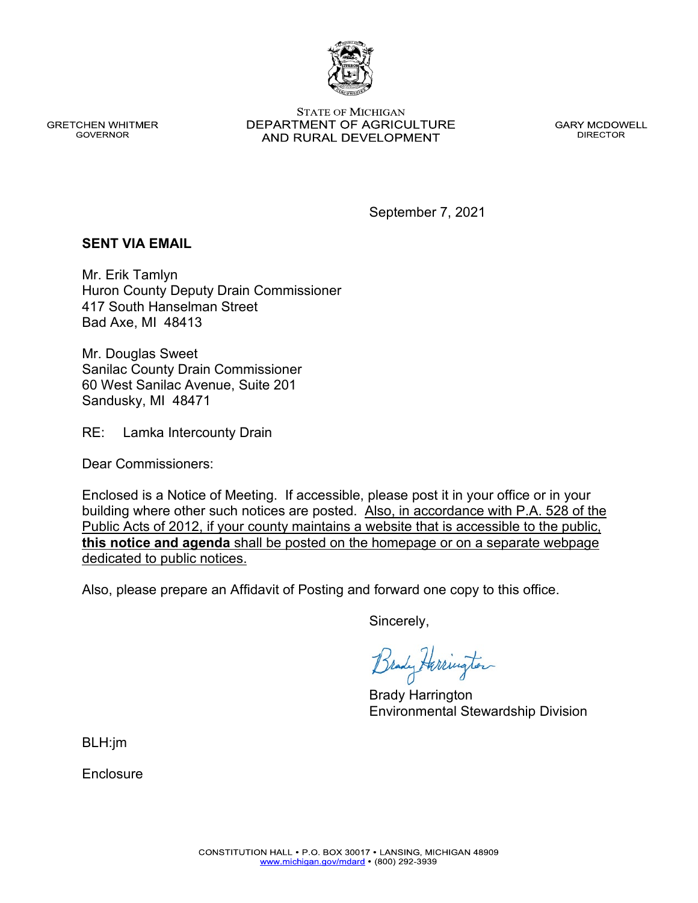GRETCHEN WHITMER
GOVERNOR

STATE OF MICHIGAN
DEPARTMENT OF AGRICULTURE
AND RURAL DEVELOPMENT

GARY MCDOWELL
DIRECTOR

September 7, 2021

**SENT VIA EMAIL**

Mr. Erik Tamlyn
Huron County Deputy Drain Commissioner
417 South Hanselman Street
Bad Axe, MI 48413

Mr. Douglas Sweet
Sanilac County Drain Commissioner
60 West Sanilac Avenue, Suite 201
Sandusky, MI 48471

RE: Lamka Intercounty Drain

Dear Commissioners:

Enclosed is a Notice of Meeting. If accessible, please post it in your office or in your building where other such notices are posted. Also, in accordance with P.A. 528 of the Public Acts of 2012, if your county maintains a website that is accessible to the public, **this notice and agenda** shall be posted on the homepage or on a separate webpage dedicated to public notices.

Also, please prepare an Affidavit of Posting and forward one copy to this office.

Sincerely,

Brady Harrington
Environmental Stewardship Division

BLH:jm

Enclosure

CONSTITUTION HALL • P.O. BOX 30017 • LANSING, MICHIGAN 48909
www.michigan.gov/mdard • (800) 292-3939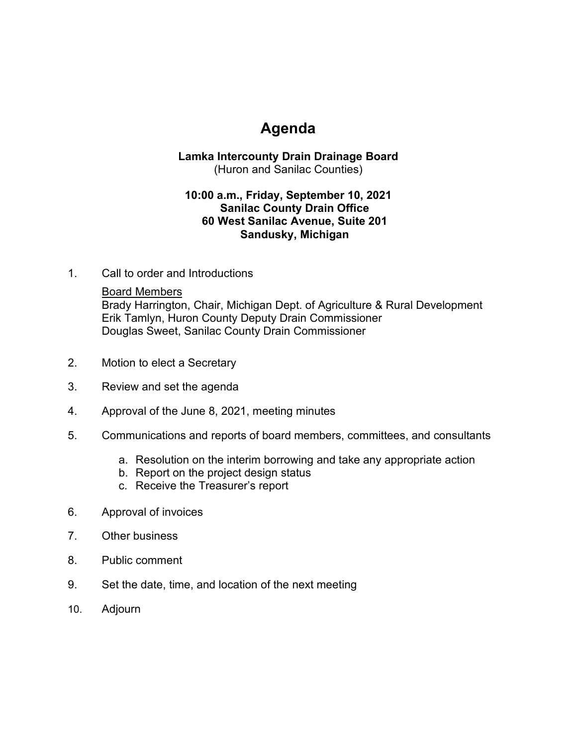# Agenda

**Lamka Intercounty Drain Drainage Board**
(Huron and Sanilac Counties)

**10:00 a.m., Friday, September 10, 2021**
**Sanilac County Drain Office**
**60 West Sanilac Avenue, Suite 201**
**Sandusky, Michigan**

1. Call to order and Introductions

   Board Members
   Brady Harrington, Chair, Michigan Dept. of Agriculture & Rural Development
   Erik Tamlyn, Huron County Deputy Drain Commissioner
   Douglas Sweet, Sanilac County Drain Commissioner

2. Motion to elect a Secretary

3. Review and set the agenda

4. Approval of the June 8, 2021, meeting minutes

5. Communications and reports of board members, committees, and consultants

   a. Resolution on the interim borrowing and take any appropriate action
   b. Report on the project design status
   c. Receive the Treasurer's report

6. Approval of invoices

7. Other business

8. Public comment

9. Set the date, time, and location of the next meeting

10. Adjourn